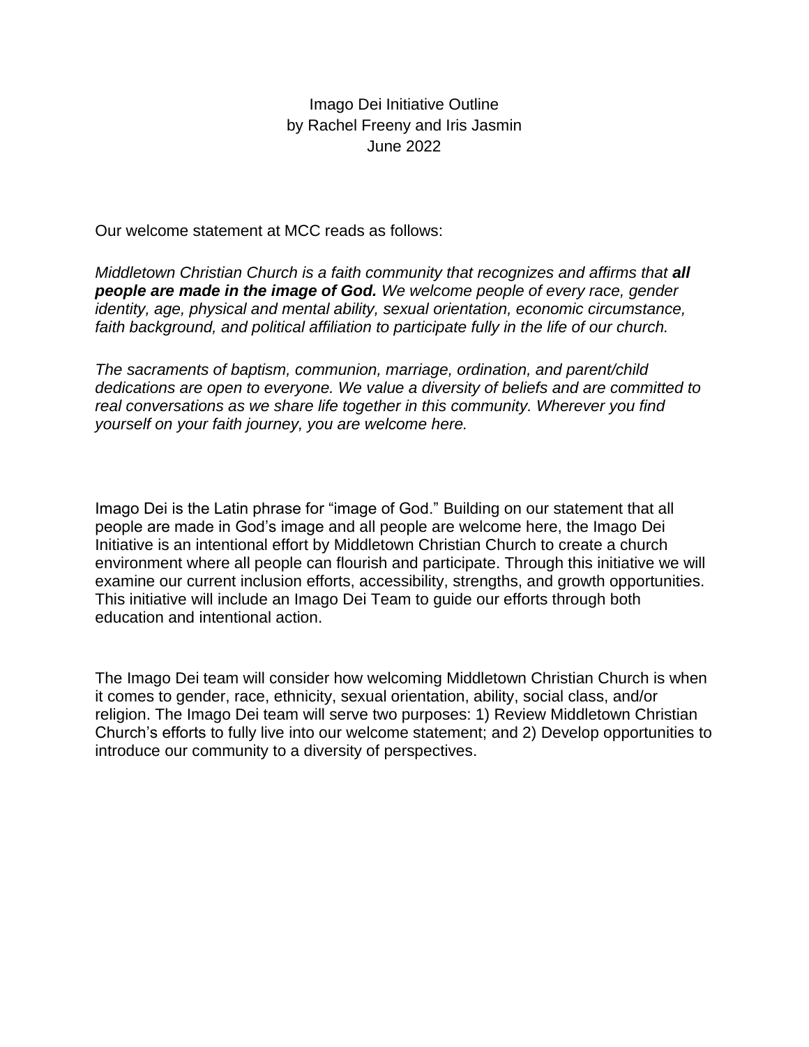Imago Dei Initiative Outline
by Rachel Freeny and Iris Jasmin
June 2022

Our welcome statement at MCC reads as follows:

*Middletown Christian Church is a faith community that recognizes and affirms that **all people are made in the image of God.** We welcome people of every race, gender identity, age, physical and mental ability, sexual orientation, economic circumstance, faith background, and political affiliation to participate fully in the life of our church.*

*The sacraments of baptism, communion, marriage, ordination, and parent/child dedications are open to everyone. We value a diversity of beliefs and are committed to real conversations as we share life together in this community. Wherever you find yourself on your faith journey, you are welcome here.*

Imago Dei is the Latin phrase for "image of God." Building on our statement that all people are made in God's image and all people are welcome here, the Imago Dei Initiative is an intentional effort by Middletown Christian Church to create a church environment where all people can flourish and participate. Through this initiative we will examine our current inclusion efforts, accessibility, strengths, and growth opportunities. This initiative will include an Imago Dei Team to guide our efforts through both education and intentional action.

The Imago Dei team will consider how welcoming Middletown Christian Church is when it comes to gender, race, ethnicity, sexual orientation, ability, social class, and/or religion. The Imago Dei team will serve two purposes: 1) Review Middletown Christian Church's efforts to fully live into our welcome statement; and 2) Develop opportunities to introduce our community to a diversity of perspectives.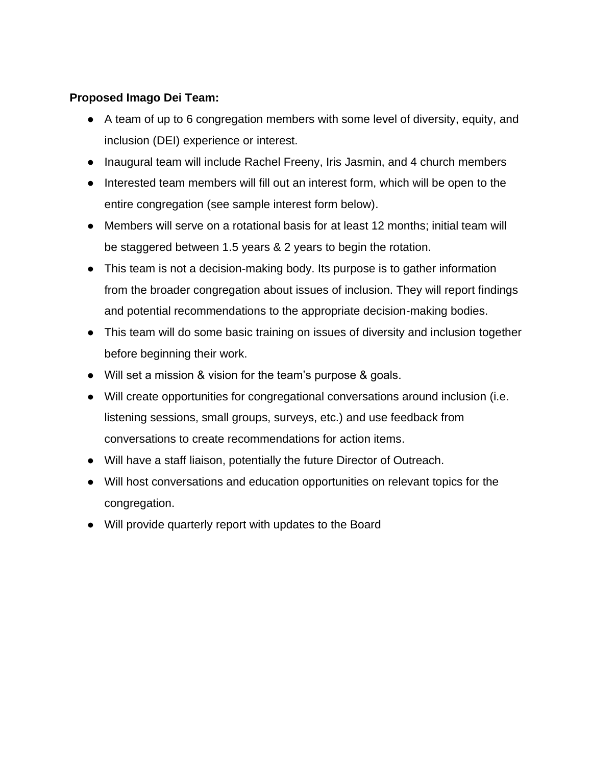**Proposed Imago Dei Team:**

- A team of up to 6 congregation members with some level of diversity, equity, and inclusion (DEI) experience or interest.
- Inaugural team will include Rachel Freeny, Iris Jasmin, and 4 church members
- Interested team members will fill out an interest form, which will be open to the entire congregation (see sample interest form below).
- Members will serve on a rotational basis for at least 12 months; initial team will be staggered between 1.5 years & 2 years to begin the rotation.
- This team is not a decision-making body. Its purpose is to gather information from the broader congregation about issues of inclusion. They will report findings and potential recommendations to the appropriate decision-making bodies.
- This team will do some basic training on issues of diversity and inclusion together before beginning their work.
- Will set a mission & vision for the team's purpose & goals.
- Will create opportunities for congregational conversations around inclusion (i.e. listening sessions, small groups, surveys, etc.) and use feedback from conversations to create recommendations for action items.
- Will have a staff liaison, potentially the future Director of Outreach.
- Will host conversations and education opportunities on relevant topics for the congregation.
- Will provide quarterly report with updates to the Board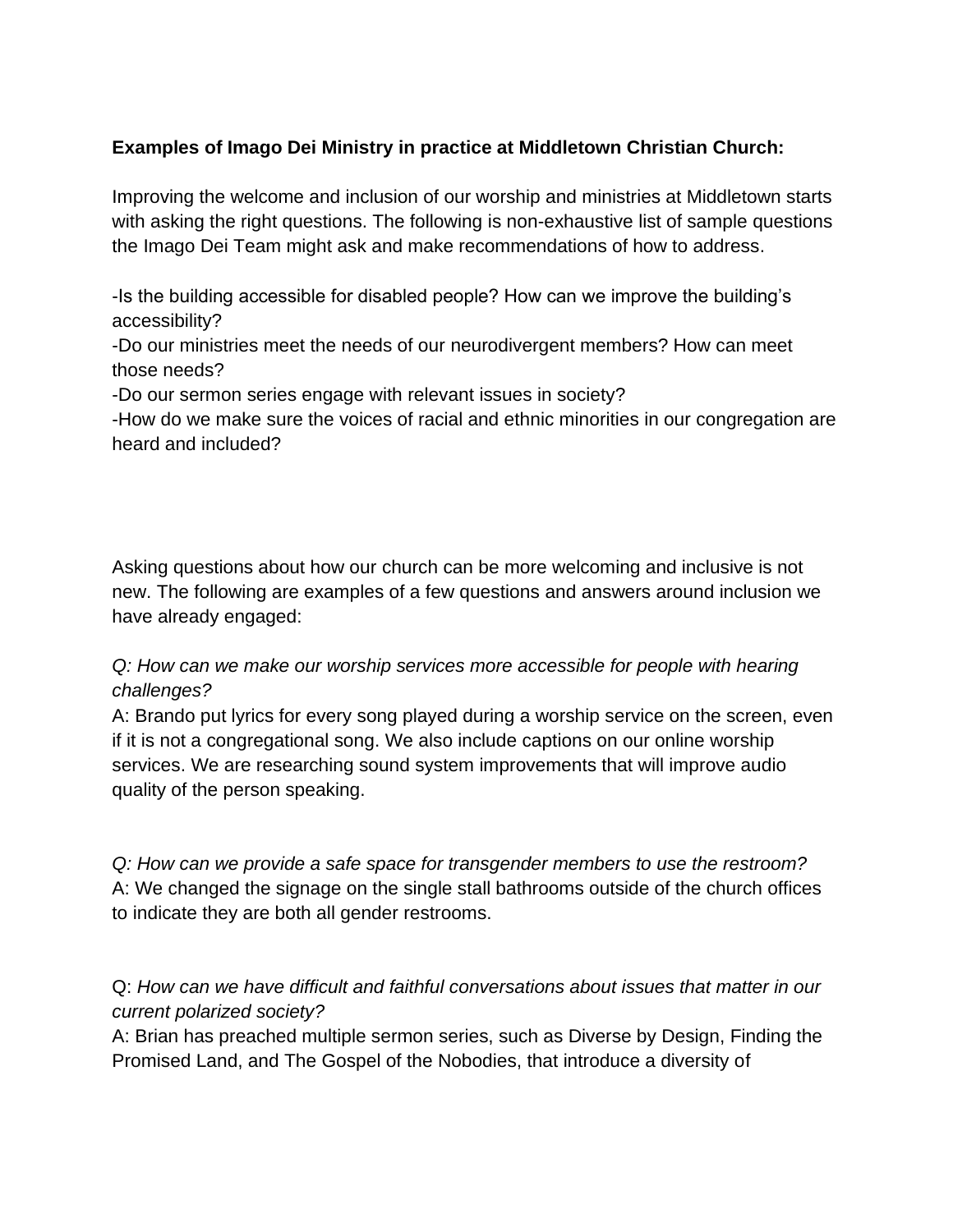**Examples of Imago Dei Ministry in practice at Middletown Christian Church:**

Improving the welcome and inclusion of our worship and ministries at Middletown starts with asking the right questions. The following is non-exhaustive list of sample questions the Imago Dei Team might ask and make recommendations of how to address.

-Is the building accessible for disabled people? How can we improve the building's accessibility?
-Do our ministries meet the needs of our neurodivergent members? How can meet those needs?
-Do our sermon series engage with relevant issues in society?
-How do we make sure the voices of racial and ethnic minorities in our congregation are heard and included?

Asking questions about how our church can be more welcoming and inclusive is not new. The following are examples of a few questions and answers around inclusion we have already engaged:

*Q: How can we make our worship services more accessible for people with hearing challenges?*
A: Brando put lyrics for every song played during a worship service on the screen, even if it is not a congregational song. We also include captions on our online worship services. We are researching sound system improvements that will improve audio quality of the person speaking.

*Q: How can we provide a safe space for transgender members to use the restroom?*
A: We changed the signage on the single stall bathrooms outside of the church offices to indicate they are both all gender restrooms.

Q: *How can we have difficult and faithful conversations about issues that matter in our current polarized society?*
A: Brian has preached multiple sermon series, such as Diverse by Design, Finding the Promised Land, and The Gospel of the Nobodies, that introduce a diversity of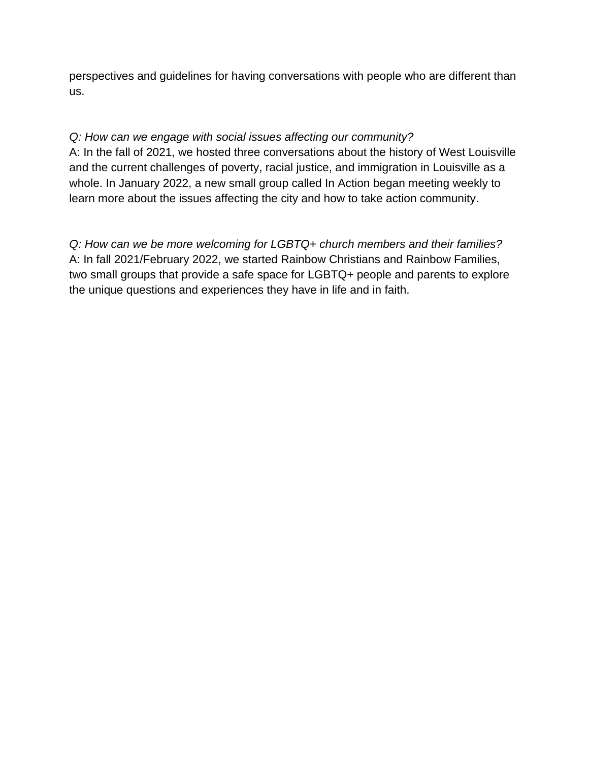perspectives and guidelines for having conversations with people who are different than us.

*Q: How can we engage with social issues affecting our community?*
A: In the fall of 2021, we hosted three conversations about the history of West Louisville and the current challenges of poverty, racial justice, and immigration in Louisville as a whole. In January 2022, a new small group called In Action began meeting weekly to learn more about the issues affecting the city and how to take action community.

*Q: How can we be more welcoming for LGBTQ+ church members and their families?*
A: In fall 2021/February 2022, we started Rainbow Christians and Rainbow Families, two small groups that provide a safe space for LGBTQ+ people and parents to explore the unique questions and experiences they have in life and in faith.